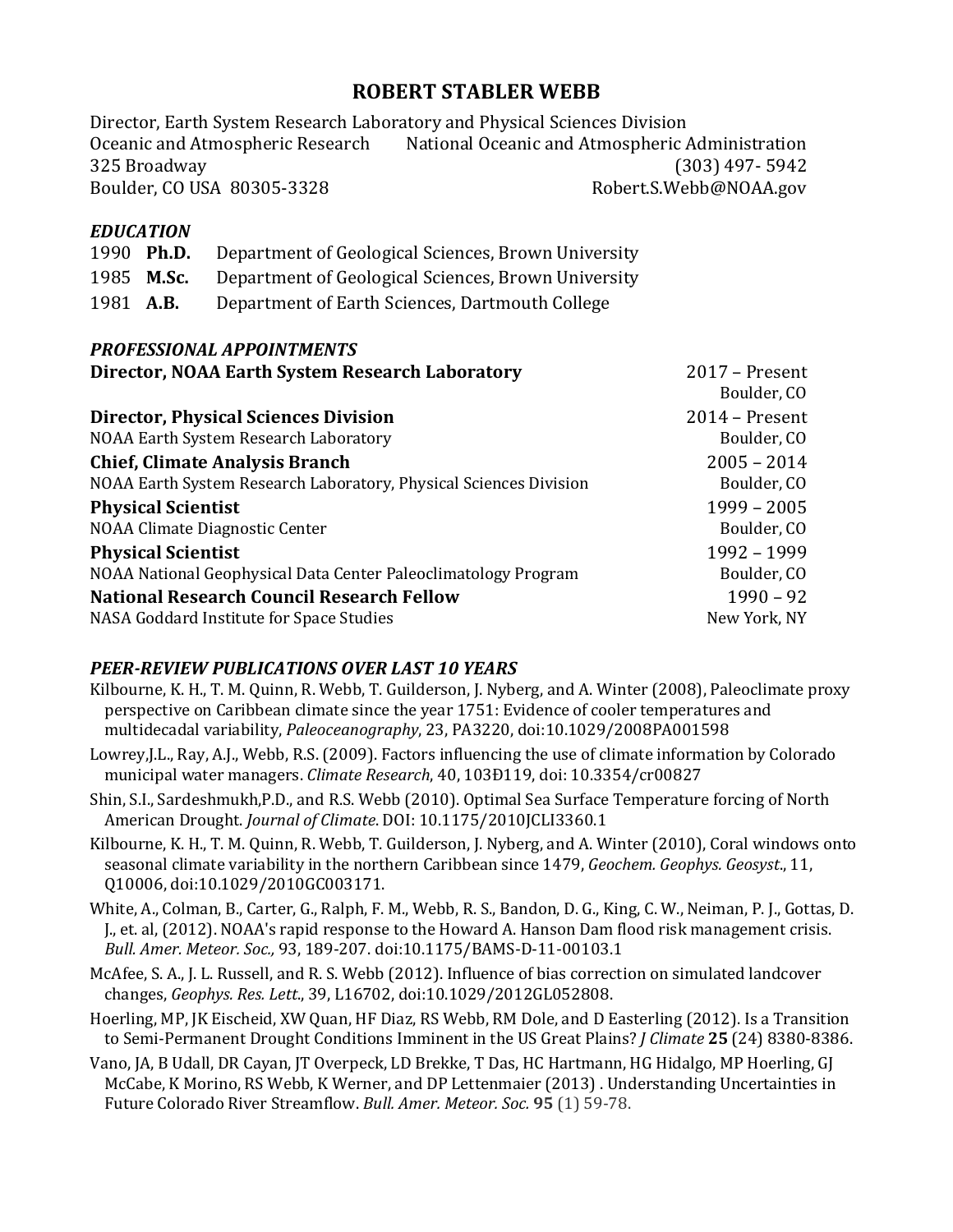# ROBERT STABLER WEBB

Director, Earth System Research Laboratory and Physical Sciences Division
Oceanic and Atmospheric Research    National Oceanic and Atmospheric Administration
325 Broadway    (303) 497- 5942
Boulder, CO USA 80305-3328    Robert.S.Webb@NOAA.gov

### *EDUCATION*

1990 **Ph.D.** Department of Geological Sciences, Brown University
1985 **M.Sc.** Department of Geological Sciences, Brown University
1981 **A.B.** Department of Earth Sciences, Dartmouth College

### *PROFESSIONAL APPOINTMENTS*

**Director, NOAA Earth System Research Laboratory** 2017 – Present
Boulder, CO

**Director, Physical Sciences Division** 2014 – Present
NOAA Earth System Research Laboratory, Boulder, CO

**Chief, Climate Analysis Branch** 2005 – 2014
NOAA Earth System Research Laboratory, Physical Sciences Division, Boulder, CO

**Physical Scientist** 1999 – 2005
NOAA Climate Diagnostic Center, Boulder, CO

**Physical Scientist** 1992 – 1999
NOAA National Geophysical Data Center Paleoclimatology Program, Boulder, CO

**National Research Council Research Fellow** 1990 – 92
NASA Goddard Institute for Space Studies, New York, NY

### *PEER-REVIEW PUBLICATIONS OVER LAST 10 YEARS*

Kilbourne, K. H., T. M. Quinn, R. Webb, T. Guilderson, J. Nyberg, and A. Winter (2008), Paleoclimate proxy perspective on Caribbean climate since the year 1751: Evidence of cooler temperatures and multidecadal variability, *Paleoceanography*, 23, PA3220, doi:10.1029/2008PA001598

Lowrey,J.L., Ray, A.J., Webb, R.S. (2009). Factors influencing the use of climate information by Colorado municipal water managers. *Climate Research*, 40, 103Ð119, doi: 10.3354/cr00827

Shin, S.I., Sardeshmukh,P.D., and R.S. Webb (2010). Optimal Sea Surface Temperature forcing of North American Drought. *Journal of Climate*. DOI: 10.1175/2010JCLI3360.1

Kilbourne, K. H., T. M. Quinn, R. Webb, T. Guilderson, J. Nyberg, and A. Winter (2010), Coral windows onto seasonal climate variability in the northern Caribbean since 1479, *Geochem. Geophys. Geosyst*., 11, Q10006, doi:10.1029/2010GC003171.

White, A., Colman, B., Carter, G., Ralph, F. M., Webb, R. S., Bandon, D. G., King, C. W., Neiman, P. J., Gottas, D. J., et. al, (2012). NOAA's rapid response to the Howard A. Hanson Dam flood risk management crisis. *Bull. Amer. Meteor. Soc.,* 93, 189-207. doi:10.1175/BAMS-D-11-00103.1

McAfee, S. A., J. L. Russell, and R. S. Webb (2012). Influence of bias correction on simulated landcover changes, *Geophys. Res. Lett*., 39, L16702, doi:10.1029/2012GL052808.

Hoerling, MP, JK Eischeid, XW Quan, HF Diaz, RS Webb, RM Dole, and D Easterling (2012). Is a Transition to Semi-Permanent Drought Conditions Imminent in the US Great Plains? *J Climate* **25** (24) 8380-8386.

Vano, JA, B Udall, DR Cayan, JT Overpeck, LD Brekke, T Das, HC Hartmann, HG Hidalgo, MP Hoerling, GJ McCabe, K Morino, RS Webb, K Werner, and DP Lettenmaier (2013) . Understanding Uncertainties in Future Colorado River Streamflow. *Bull. Amer. Meteor. Soc.* **95** (1) 59-78.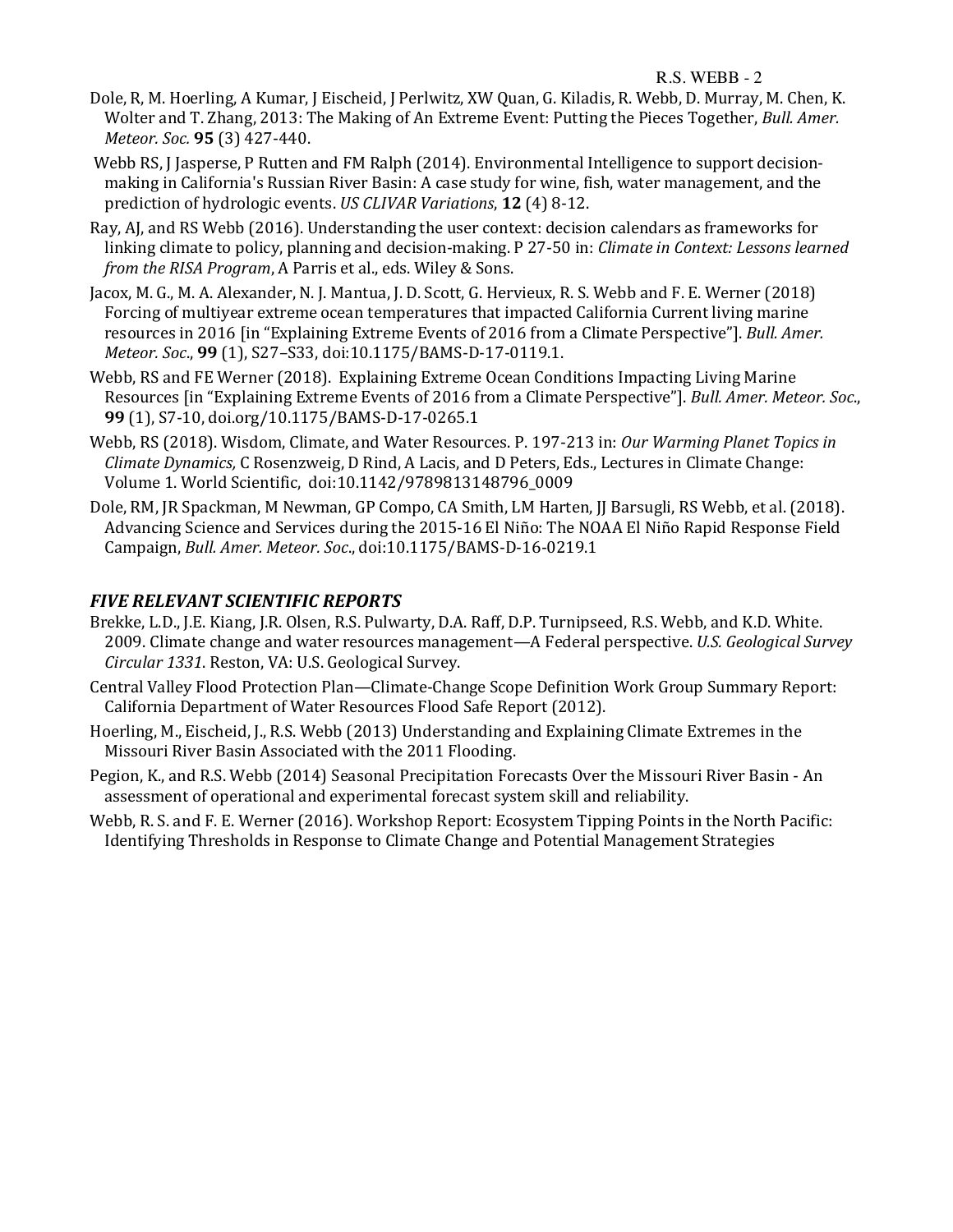Dole, R, M. Hoerling, A Kumar, J Eischeid, J Perlwitz, XW Quan, G. Kiladis, R. Webb, D. Murray, M. Chen, K. Wolter and T. Zhang, 2013: The Making of An Extreme Event: Putting the Pieces Together, *Bull. Amer. Meteor. Soc.* **95** (3) 427-440.

Webb RS, J Jasperse, P Rutten and FM Ralph (2014). Environmental Intelligence to support decision-making in California's Russian River Basin: A case study for wine, fish, water management, and the prediction of hydrologic events. *US CLIVAR Variations*, **12** (4) 8-12.

Ray, AJ, and RS Webb (2016). Understanding the user context: decision calendars as frameworks for linking climate to policy, planning and decision-making. P 27-50 in: *Climate in Context: Lessons learned from the RISA Program*, A Parris et al., eds. Wiley & Sons.

Jacox, M. G., M. A. Alexander, N. J. Mantua, J. D. Scott, G. Hervieux, R. S. Webb and F. E. Werner (2018) Forcing of multiyear extreme ocean temperatures that impacted California Current living marine resources in 2016 [in "Explaining Extreme Events of 2016 from a Climate Perspective"]. *Bull. Amer. Meteor. Soc.*, **99** (1), S27–S33, doi:10.1175/BAMS-D-17-0119.1.

Webb, RS and FE Werner (2018). Explaining Extreme Ocean Conditions Impacting Living Marine Resources [in "Explaining Extreme Events of 2016 from a Climate Perspective"]. *Bull. Amer. Meteor. Soc.*, **99** (1), S7-10, doi.org/10.1175/BAMS-D-17-0265.1

Webb, RS (2018). Wisdom, Climate, and Water Resources. P. 197-213 in: *Our Warming Planet Topics in Climate Dynamics,* C Rosenzweig, D Rind, A Lacis, and D Peters, Eds., Lectures in Climate Change: Volume 1. World Scientific, doi:10.1142/9789813148796_0009

Dole, RM, JR Spackman, M Newman, GP Compo, CA Smith, LM Harten, JJ Barsugli, RS Webb, et al. (2018). Advancing Science and Services during the 2015-16 El Niño: The NOAA El Niño Rapid Response Field Campaign, *Bull. Amer. Meteor. Soc*., doi:10.1175/BAMS-D-16-0219.1

### *FIVE RELEVANT SCIENTIFIC REPORTS*

Brekke, L.D., J.E. Kiang, J.R. Olsen, R.S. Pulwarty, D.A. Raff, D.P. Turnipseed, R.S. Webb, and K.D. White. 2009. Climate change and water resources management—A Federal perspective. *U.S. Geological Survey Circular 1331*. Reston, VA: U.S. Geological Survey.

Central Valley Flood Protection Plan—Climate-Change Scope Definition Work Group Summary Report: California Department of Water Resources Flood Safe Report (2012).

Hoerling, M., Eischeid, J., R.S. Webb (2013) Understanding and Explaining Climate Extremes in the Missouri River Basin Associated with the 2011 Flooding.

Pegion, K., and R.S. Webb (2014) Seasonal Precipitation Forecasts Over the Missouri River Basin - An assessment of operational and experimental forecast system skill and reliability.

Webb, R. S. and F. E. Werner (2016). Workshop Report: Ecosystem Tipping Points in the North Pacific: Identifying Thresholds in Response to Climate Change and Potential Management Strategies